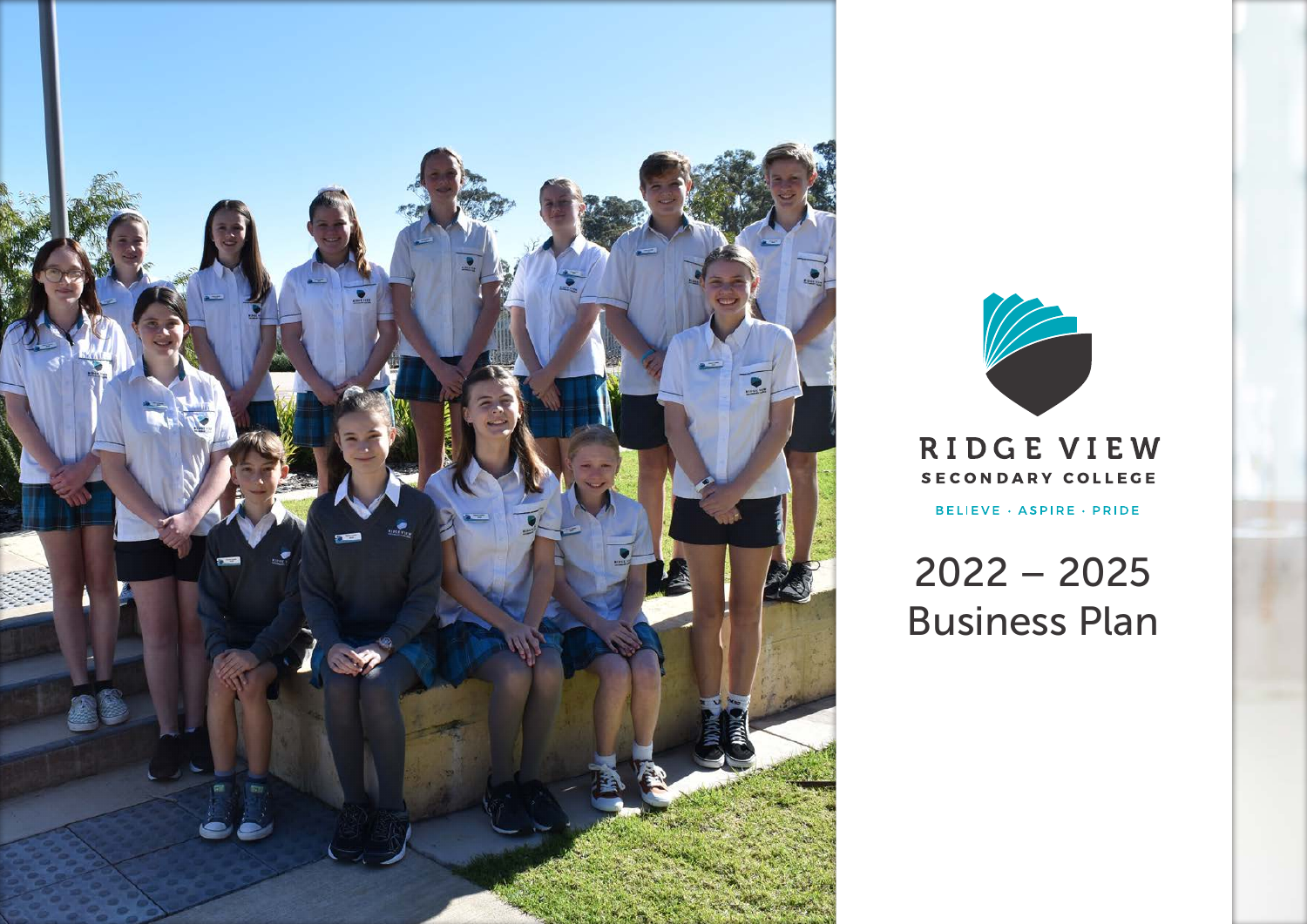# RIDGE VIEW

## SECONDARY COLLEGE

BELIEVE · ASPIRE · PRIDE

# 2022 – 2025 Business Plan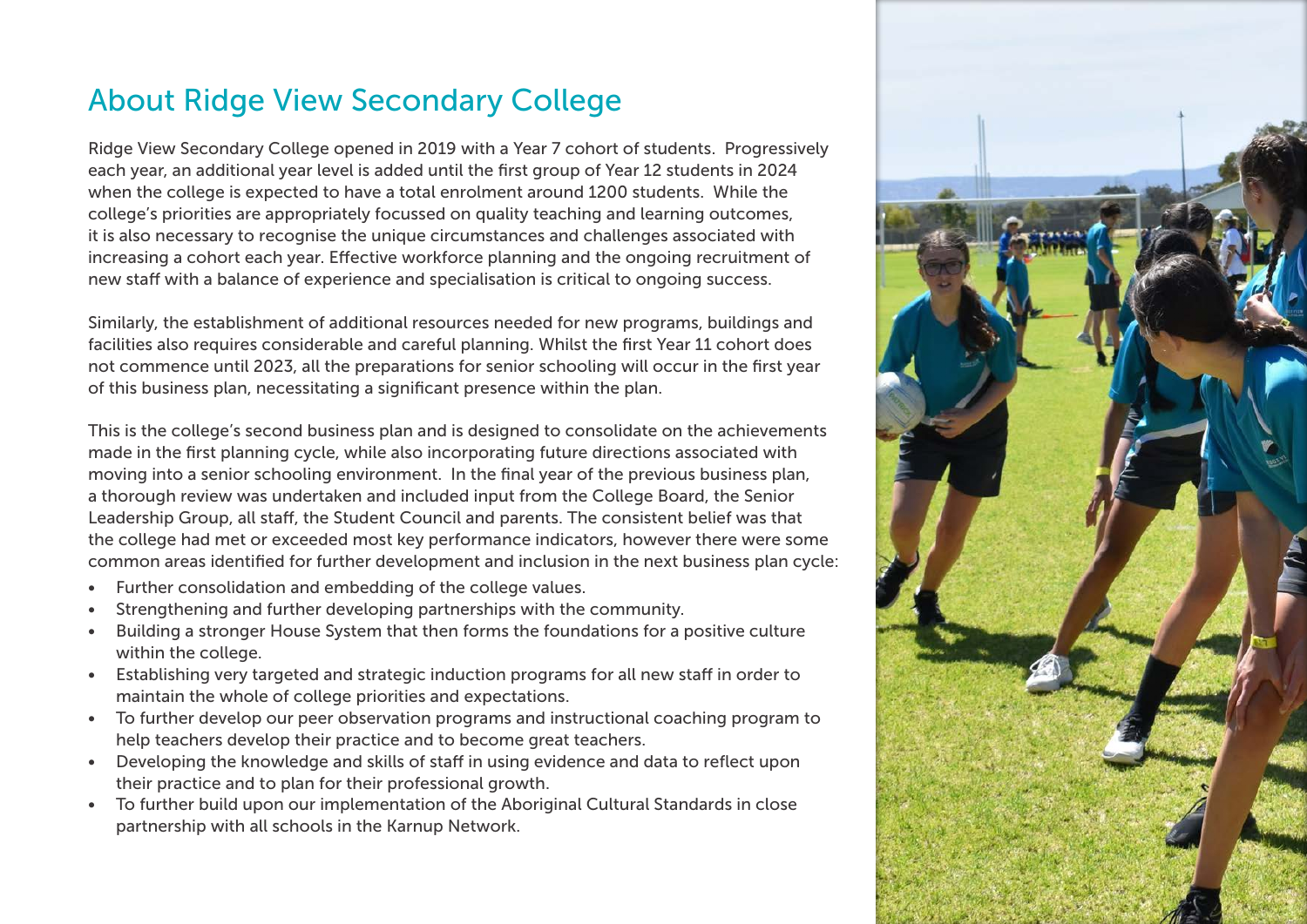# About Ridge View Secondary College

Ridge View Secondary College opened in 2019 with a Year 7 cohort of students. Progressively each year, an additional year level is added until the first group of Year 12 students in 2024 when the college is expected to have a total enrolment around 1200 students. While the college's priorities are appropriately focussed on quality teaching and learning outcomes, it is also necessary to recognise the unique circumstances and challenges associated with increasing a cohort each year. Effective workforce planning and the ongoing recruitment of new staff with a balance of experience and specialisation is critical to ongoing success.

Similarly, the establishment of additional resources needed for new programs, buildings and facilities also requires considerable and careful planning. Whilst the first Year 11 cohort does not commence until 2023, all the preparations for senior schooling will occur in the first year of this business plan, necessitating a significant presence within the plan.

This is the college's second business plan and is designed to consolidate on the achievements made in the first planning cycle, while also incorporating future directions associated with moving into a senior schooling environment. In the final year of the previous business plan, a thorough review was undertaken and included input from the College Board, the Senior Leadership Group, all staff, the Student Council and parents. The consistent belief was that the college had met or exceeded most key performance indicators, however there were some common areas identified for further development and inclusion in the next business plan cycle:

- Further consolidation and embedding of the college values.
- Strengthening and further developing partnerships with the community.
- Building a stronger House System that then forms the foundations for a positive culture within the college.
- Establishing very targeted and strategic induction programs for all new staff in order to maintain the whole of college priorities and expectations.
- To further develop our peer observation programs and instructional coaching program to help teachers develop their practice and to become great teachers.
- Developing the knowledge and skills of staff in using evidence and data to reflect upon their practice and to plan for their professional growth.
- To further build upon our implementation of the Aboriginal Cultural Standards in close partnership with all schools in the Karnup Network.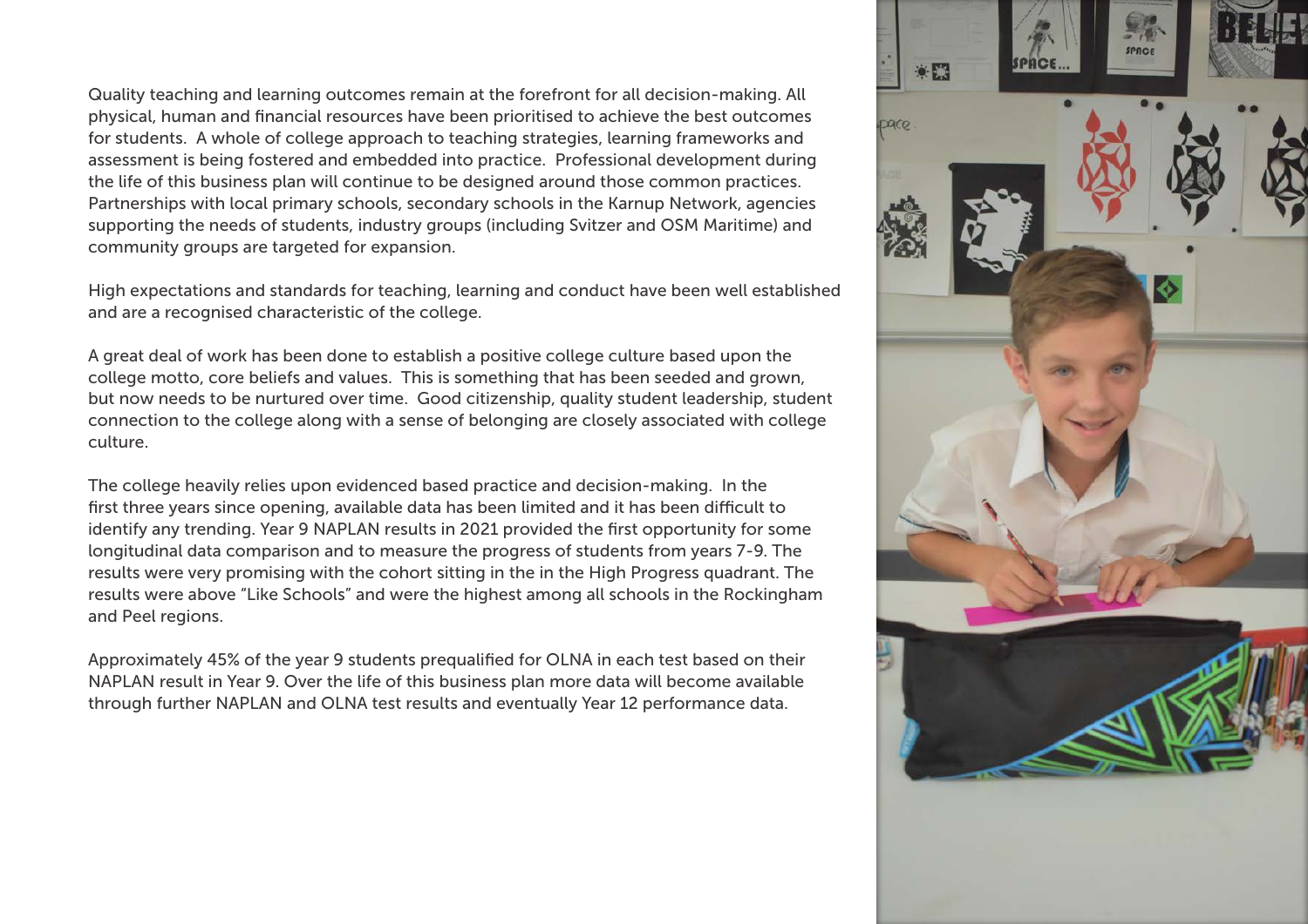Quality teaching and learning outcomes remain at the forefront for all decision-making. All physical, human and financial resources have been prioritised to achieve the best outcomes for students.  A whole of college approach to teaching strategies, learning frameworks and assessment is being fostered and embedded into practice.  Professional development during the life of this business plan will continue to be designed around those common practices. Partnerships with local primary schools, secondary schools in the Karnup Network, agencies supporting the needs of students, industry groups (including Svitzer and OSM Maritime) and community groups are targeted for expansion.

High expectations and standards for teaching, learning and conduct have been well established and are a recognised characteristic of the college.

A great deal of work has been done to establish a positive college culture based upon the college motto, core beliefs and values.  This is something that has been seeded and grown, but now needs to be nurtured over time.  Good citizenship, quality student leadership, student connection to the college along with a sense of belonging are closely associated with college culture.

The college heavily relies upon evidenced based practice and decision-making.  In the first three years since opening, available data has been limited and it has been difficult to identify any trending. Year 9 NAPLAN results in 2021 provided the first opportunity for some longitudinal data comparison and to measure the progress of students from years 7-9. The results were very promising with the cohort sitting in the in the High Progress quadrant. The results were above "Like Schools" and were the highest among all schools in the Rockingham and Peel regions.

Approximately 45% of the year 9 students prequalified for OLNA in each test based on their NAPLAN result in Year 9. Over the life of this business plan more data will become available through further NAPLAN and OLNA test results and eventually Year 12 performance data.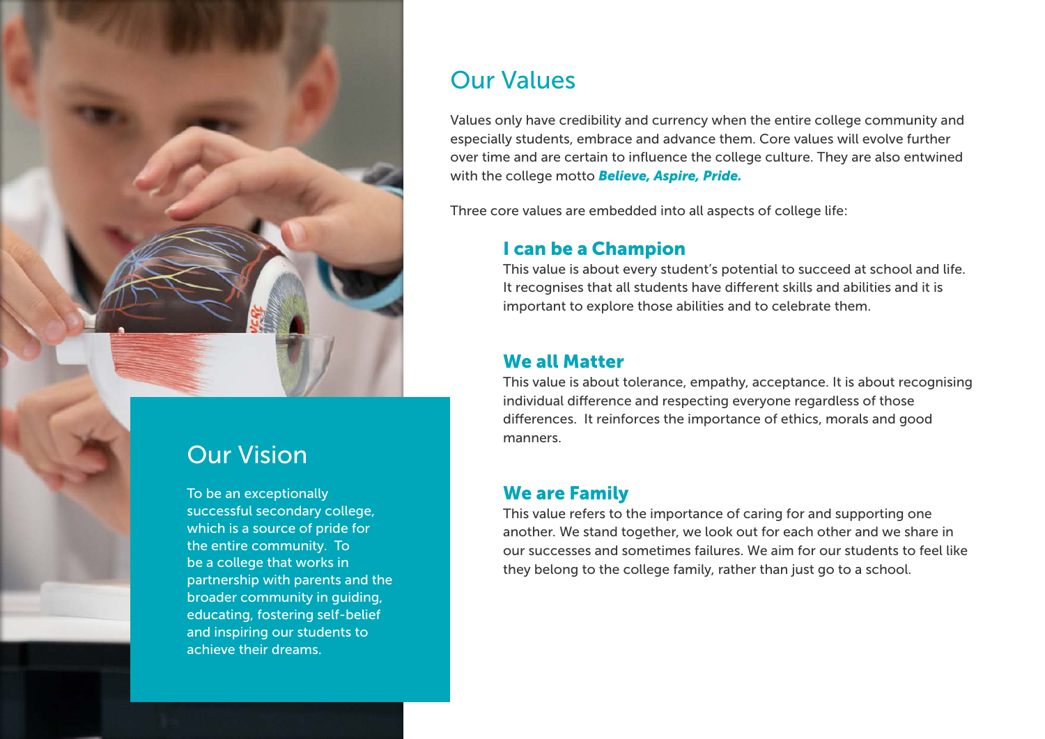## Our Vision

To be an exceptionally successful secondary college, which is a source of pride for the entire community. To be a college that works in partnership with parents and the broader community in guiding, educating, fostering self-belief and inspiring our students to achieve their dreams.

## Our Values

Values only have credibility and currency when the entire college community and especially students, embrace and advance them. Core values will evolve further over time and are certain to influence the college culture. They are also entwined with the college motto ***Believe, Aspire, Pride.***

Three core values are embedded into all aspects of college life:

### I can be a Champion

This value is about every student's potential to succeed at school and life. It recognises that all students have different skills and abilities and it is important to explore those abilities and to celebrate them.

### We all Matter

This value is about tolerance, empathy, acceptance. It is about recognising individual difference and respecting everyone regardless of those differences. It reinforces the importance of ethics, morals and good manners.

### We are Family

This value refers to the importance of caring for and supporting one another. We stand together, we look out for each other and we share in our successes and sometimes failures. We aim for our students to feel like they belong to the college family, rather than just go to a school.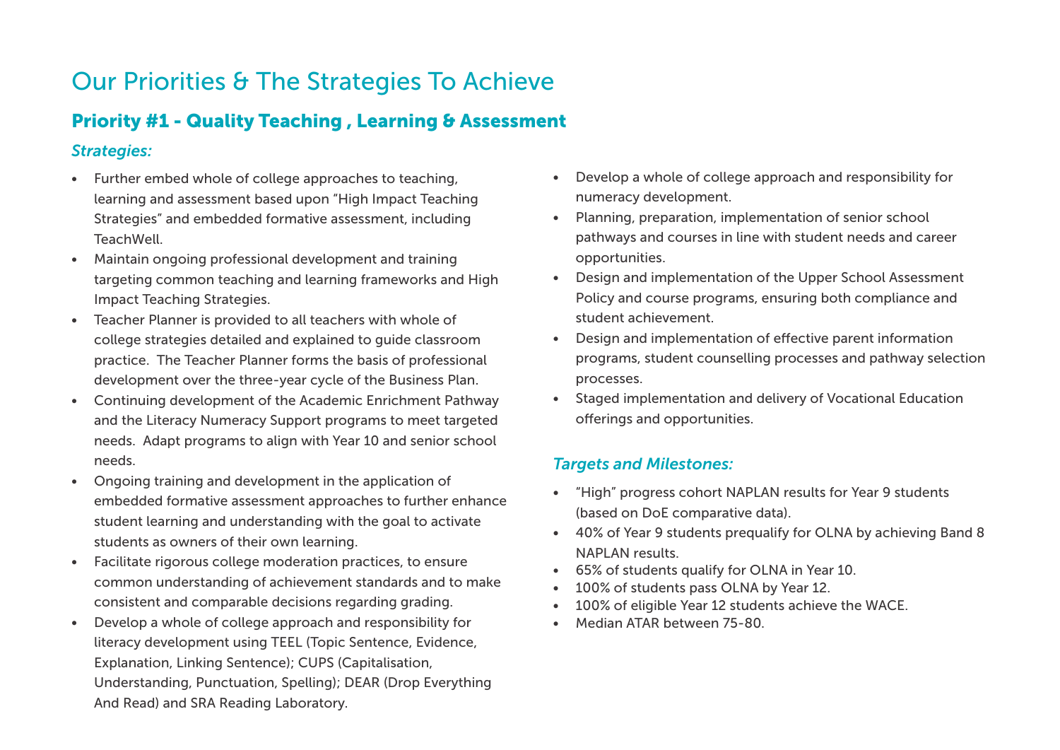# Our Priorities & The Strategies To Achieve

## Priority #1 - Quality Teaching , Learning & Assessment

### *Strategies:*

- Further embed whole of college approaches to teaching, learning and assessment based upon "High Impact Teaching Strategies" and embedded formative assessment, including TeachWell.
- Maintain ongoing professional development and training targeting common teaching and learning frameworks and High Impact Teaching Strategies.
- Teacher Planner is provided to all teachers with whole of college strategies detailed and explained to guide classroom practice. The Teacher Planner forms the basis of professional development over the three-year cycle of the Business Plan.
- Continuing development of the Academic Enrichment Pathway and the Literacy Numeracy Support programs to meet targeted needs. Adapt programs to align with Year 10 and senior school needs.
- Ongoing training and development in the application of embedded formative assessment approaches to further enhance student learning and understanding with the goal to activate students as owners of their own learning.
- Facilitate rigorous college moderation practices, to ensure common understanding of achievement standards and to make consistent and comparable decisions regarding grading.
- Develop a whole of college approach and responsibility for literacy development using TEEL (Topic Sentence, Evidence, Explanation, Linking Sentence); CUPS (Capitalisation, Understanding, Punctuation, Spelling); DEAR (Drop Everything And Read) and SRA Reading Laboratory.
- Develop a whole of college approach and responsibility for numeracy development.
- Planning, preparation, implementation of senior school pathways and courses in line with student needs and career opportunities.
- Design and implementation of the Upper School Assessment Policy and course programs, ensuring both compliance and student achievement.
- Design and implementation of effective parent information programs, student counselling processes and pathway selection processes.
- Staged implementation and delivery of Vocational Education offerings and opportunities.

### *Targets and Milestones:*

- "High" progress cohort NAPLAN results for Year 9 students (based on DoE comparative data).
- 40% of Year 9 students prequalify for OLNA by achieving Band 8 NAPLAN results.
- 65% of students qualify for OLNA in Year 10.
- 100% of students pass OLNA by Year 12.
- 100% of eligible Year 12 students achieve the WACE.
- Median ATAR between 75-80.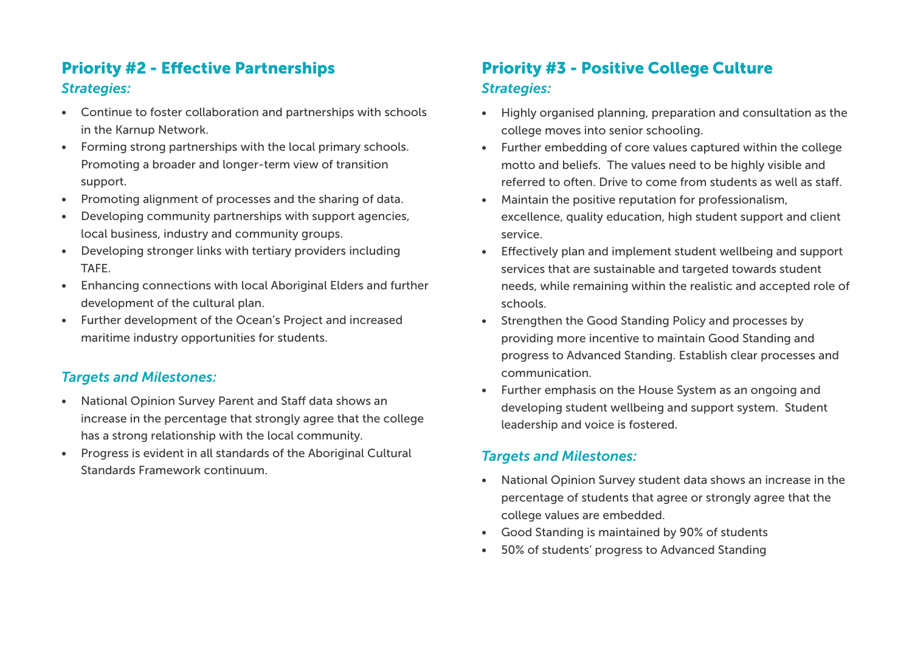## Priority #2 - Effective Partnerships

### *Strategies:*

- Continue to foster collaboration and partnerships with schools in the Karnup Network.
- Forming strong partnerships with the local primary schools. Promoting a broader and longer-term view of transition support.
- Promoting alignment of processes and the sharing of data.
- Developing community partnerships with support agencies, local business, industry and community groups.
- Developing stronger links with tertiary providers including TAFE.
- Enhancing connections with local Aboriginal Elders and further development of the cultural plan.
- Further development of the Ocean's Project and increased maritime industry opportunities for students.

### *Targets and Milestones:*

- National Opinion Survey Parent and Staff data shows an increase in the percentage that strongly agree that the college has a strong relationship with the local community.
- Progress is evident in all standards of the Aboriginal Cultural Standards Framework continuum.

## Priority #3 - Positive College Culture

### *Strategies:*

- Highly organised planning, preparation and consultation as the college moves into senior schooling.
- Further embedding of core values captured within the college motto and beliefs. The values need to be highly visible and referred to often. Drive to come from students as well as staff.
- Maintain the positive reputation for professionalism, excellence, quality education, high student support and client service.
- Effectively plan and implement student wellbeing and support services that are sustainable and targeted towards student needs, while remaining within the realistic and accepted role of schools.
- Strengthen the Good Standing Policy and processes by providing more incentive to maintain Good Standing and progress to Advanced Standing. Establish clear processes and communication.
- Further emphasis on the House System as an ongoing and developing student wellbeing and support system. Student leadership and voice is fostered.

### *Targets and Milestones:*

- National Opinion Survey student data shows an increase in the percentage of students that agree or strongly agree that the college values are embedded.
- Good Standing is maintained by 90% of students
- 50% of students' progress to Advanced Standing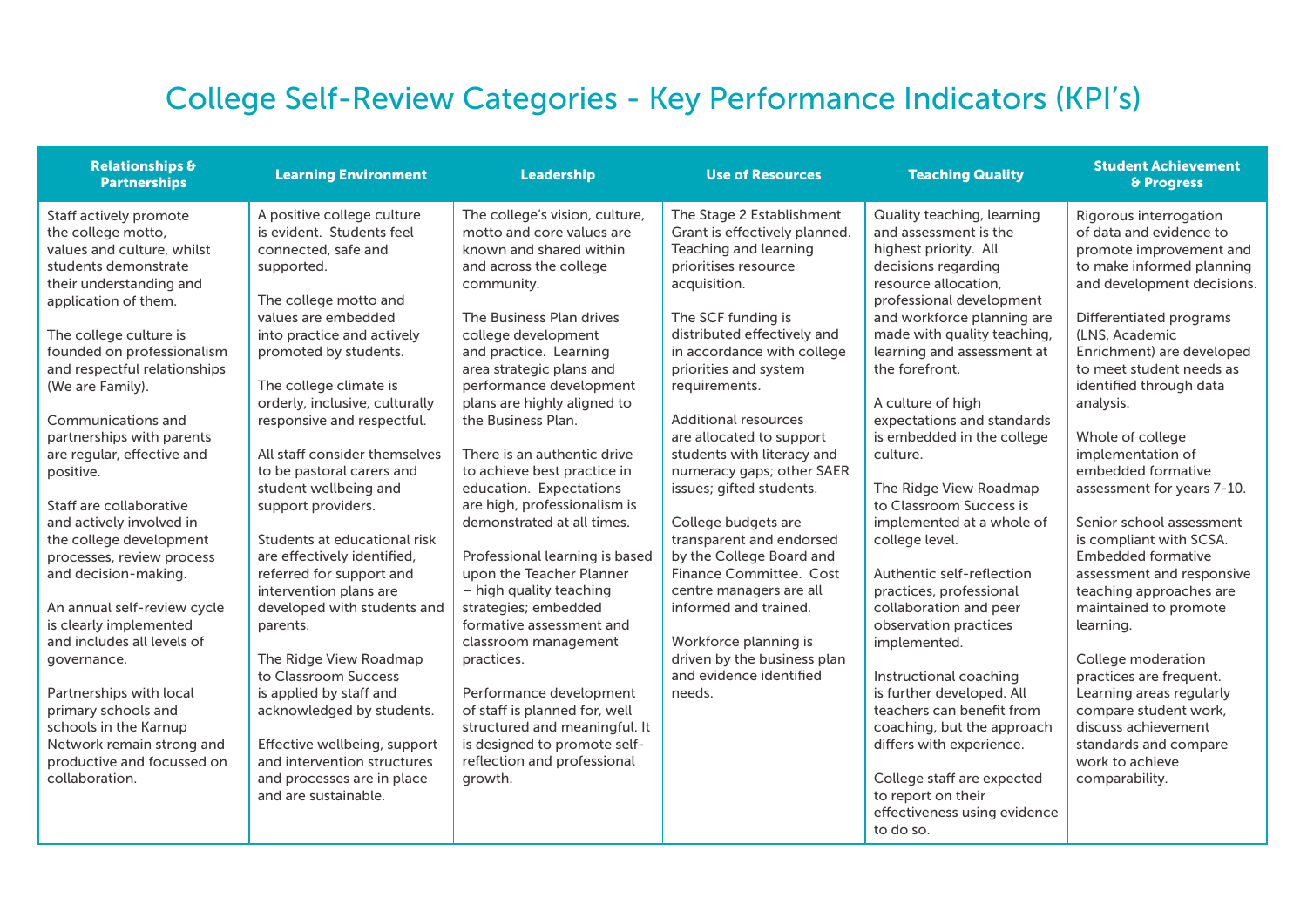# College Self-Review Categories - Key Performance Indicators (KPI's)

| Relationships & Partnerships | Learning Environment | Leadership | Use of Resources | Teaching Quality | Student Achievement & Progress |
|---|---|---|---|---|---|
| Staff actively promote the college motto, values and culture, whilst students demonstrate their understanding and application of them.<br><br>The college culture is founded on professionalism and respectful relationships (We are Family).<br><br>Communications and partnerships with parents are regular, effective and positive.<br><br>Staff are collaborative and actively involved in the college development processes, review process and decision-making.<br><br>An annual self-review cycle is clearly implemented and includes all levels of governance.<br><br>Partnerships with local primary schools and schools in the Karnup Network remain strong and productive and focussed on collaboration. | A positive college culture is evident. Students feel connected, safe and supported.<br><br>The college motto and values are embedded into practice and actively promoted by students.<br><br>The college climate is orderly, inclusive, culturally responsive and respectful.<br><br>All staff consider themselves to be pastoral carers and student wellbeing and support providers.<br><br>Students at educational risk are effectively identified, referred for support and intervention plans are developed with students and parents.<br><br>The Ridge View Roadmap to Classroom Success is applied by staff and acknowledged by students.<br><br>Effective wellbeing, support and intervention structures and processes are in place and are sustainable. | The college's vision, culture, motto and core values are known and shared within and across the college community.<br><br>The Business Plan drives college development and practice. Learning area strategic plans and performance development plans are highly aligned to the Business Plan.<br><br>There is an authentic drive to achieve best practice in education. Expectations are high, professionalism is demonstrated at all times.<br><br>Professional learning is based upon the Teacher Planner – high quality teaching strategies; embedded formative assessment and classroom management practices.<br><br>Performance development of staff is planned for, well structured and meaningful. It is designed to promote self-reflection and professional growth. | The Stage 2 Establishment Grant is effectively planned. Teaching and learning prioritises resource acquisition.<br><br>The SCF funding is distributed effectively and in accordance with college priorities and system requirements.<br><br>Additional resources are allocated to support students with literacy and numeracy gaps; other SAER issues; gifted students.<br><br>College budgets are transparent and endorsed by the College Board and Finance Committee. Cost centre managers are all informed and trained.<br><br>Workforce planning is driven by the business plan and evidence identified needs. | Quality teaching, learning and assessment is the highest priority. All decisions regarding resource allocation, professional development and workforce planning are made with quality teaching, learning and assessment at the forefront.<br><br>A culture of high expectations and standards is embedded in the college culture.<br><br>The Ridge View Roadmap to Classroom Success is implemented at a whole of college level.<br><br>Authentic self-reflection practices, professional collaboration and peer observation practices implemented.<br><br>Instructional coaching is further developed. All teachers can benefit from coaching, but the approach differs with experience.<br><br>College staff are expected to report on their effectiveness using evidence to do so. | Rigorous interrogation of data and evidence to promote improvement and to make informed planning and development decisions.<br><br>Differentiated programs (LNS, Academic Enrichment) are developed to meet student needs as identified through data analysis.<br><br>Whole of college implementation of embedded formative assessment for years 7-10.<br><br>Senior school assessment is compliant with SCSA. Embedded formative assessment and responsive teaching approaches are maintained to promote learning.<br><br>College moderation practices are frequent. Learning areas regularly compare student work, discuss achievement standards and compare work to achieve comparability. |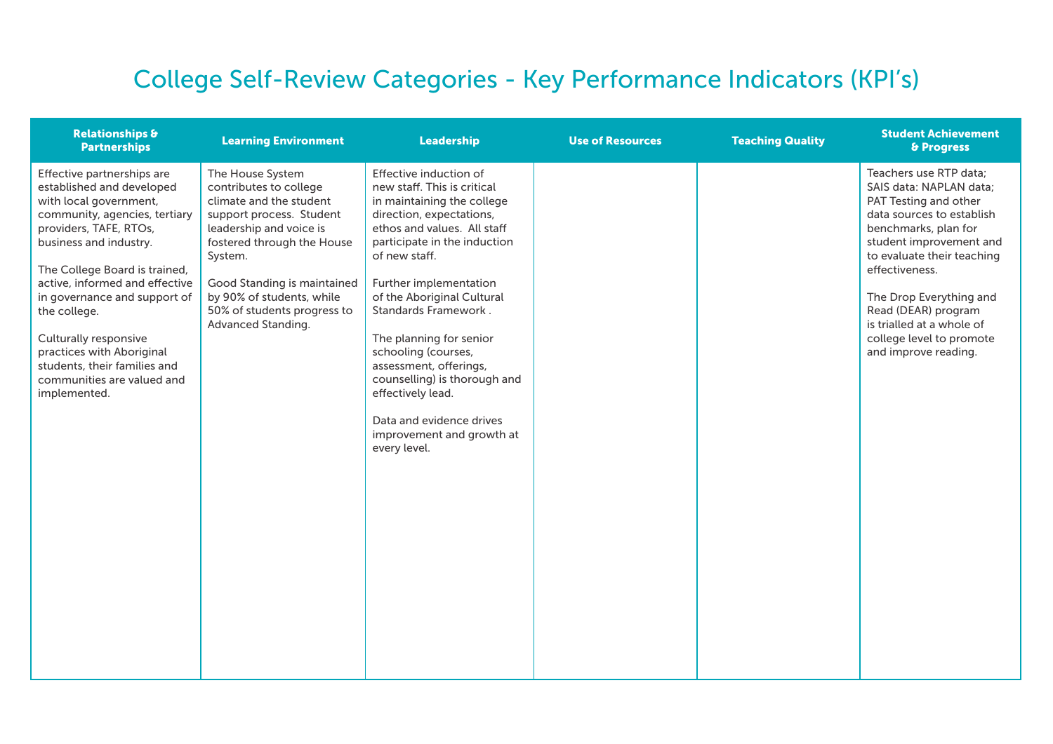# College Self-Review Categories - Key Performance Indicators (KPI's)

| Relationships & Partnerships | Learning Environment | Leadership | Use of Resources | Teaching Quality | Student Achievement & Progress |
|---|---|---|---|---|---|
| Effective partnerships are established and developed with local government, community, agencies, tertiary providers, TAFE, RTOs, business and industry.<br><br>The College Board is trained, active, informed and effective in governance and support of the college.<br><br>Culturally responsive practices with Aboriginal students, their families and communities are valued and implemented. | The House System contributes to college climate and the student support process. Student leadership and voice is fostered through the House System.<br><br>Good Standing is maintained by 90% of students, while 50% of students progress to Advanced Standing. | Effective induction of new staff. This is critical in maintaining the college direction, expectations, ethos and values. All staff participate in the induction of new staff.<br><br>Further implementation of the Aboriginal Cultural Standards Framework .<br><br>The planning for senior schooling (courses, assessment, offerings, counselling) is thorough and effectively lead.<br><br>Data and evidence drives improvement and growth at every level. | | | Teachers use RTP data; SAIS data: NAPLAN data; PAT Testing and other data sources to establish benchmarks, plan for student improvement and to evaluate their teaching effectiveness.<br><br>The Drop Everything and Read (DEAR) program is trialled at a whole of college level to promote and improve reading. |